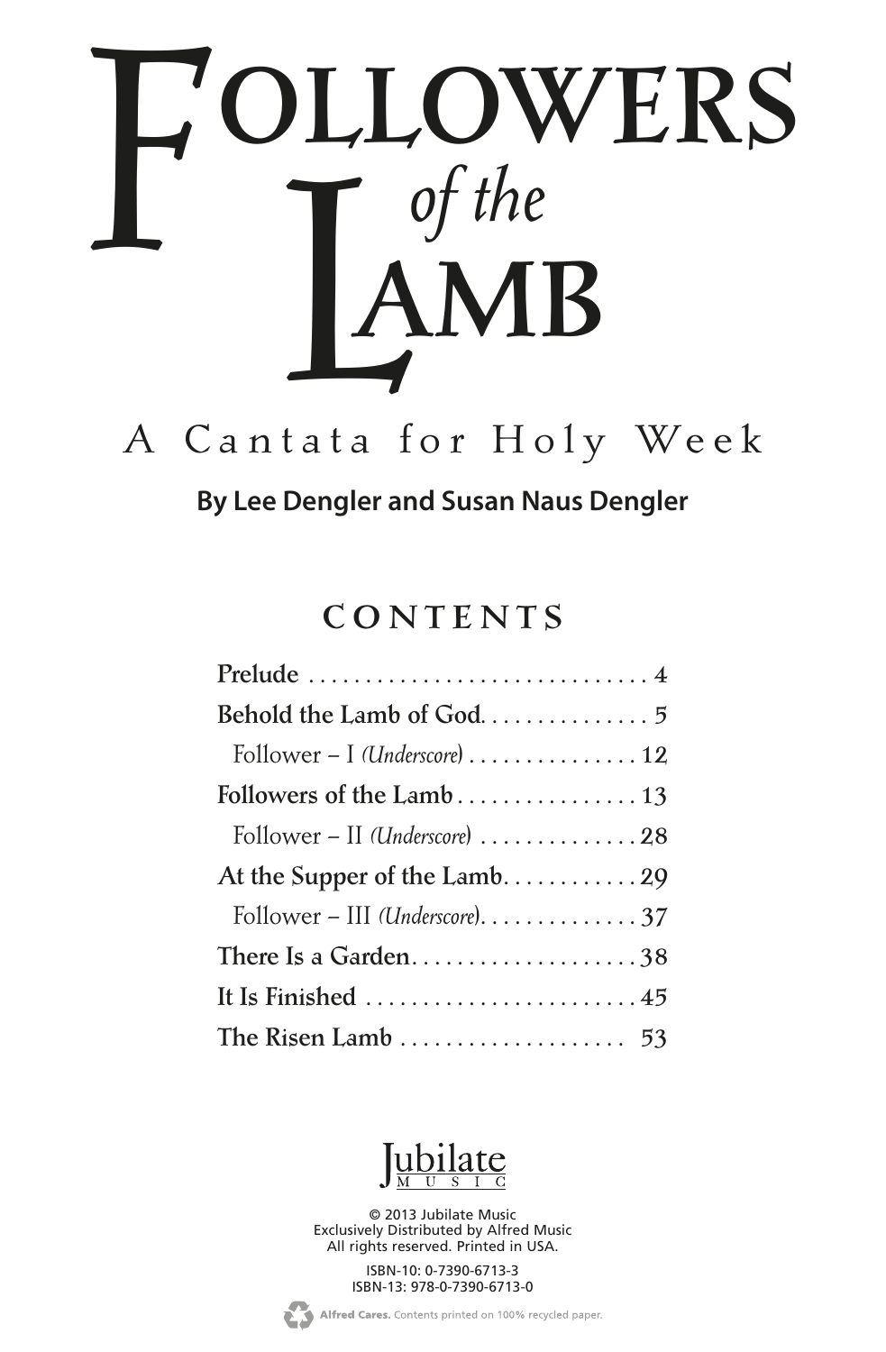# Followers of the Lamb

## A Cantata for Holy Week

**By Lee Dengler and Susan Naus Dengler**

### CONTENTS

**Prelude** . . . . . . . . . . . . . . . . . . . . . . . . . . . . . . 4
**Behold the Lamb of God** . . . . . . . . . . . . . . 5
  Follower – I *(Underscore)* . . . . . . . . . . . . . . . 12
**Followers of the Lamb** . . . . . . . . . . . . . . . . 13
  Follower – II *(Underscore)* . . . . . . . . . . . . . . 28
**At the Supper of the Lamb** . . . . . . . . . . . . 29
  Follower – III *(Underscore)* . . . . . . . . . . . . . . 37
**There Is a Garden** . . . . . . . . . . . . . . . . . . . . 38
**It Is Finished** . . . . . . . . . . . . . . . . . . . . . . . . 45
**The Risen Lamb** . . . . . . . . . . . . . . . . . . . . 53

Jubilate Music

© 2013 Jubilate Music
Exclusively Distributed by Alfred Music
All rights reserved. Printed in USA.

ISBN-10: 0-7390-6713-3
ISBN-13: 978-0-7390-6713-0

Alfred Cares. Contents printed on 100% recycled paper.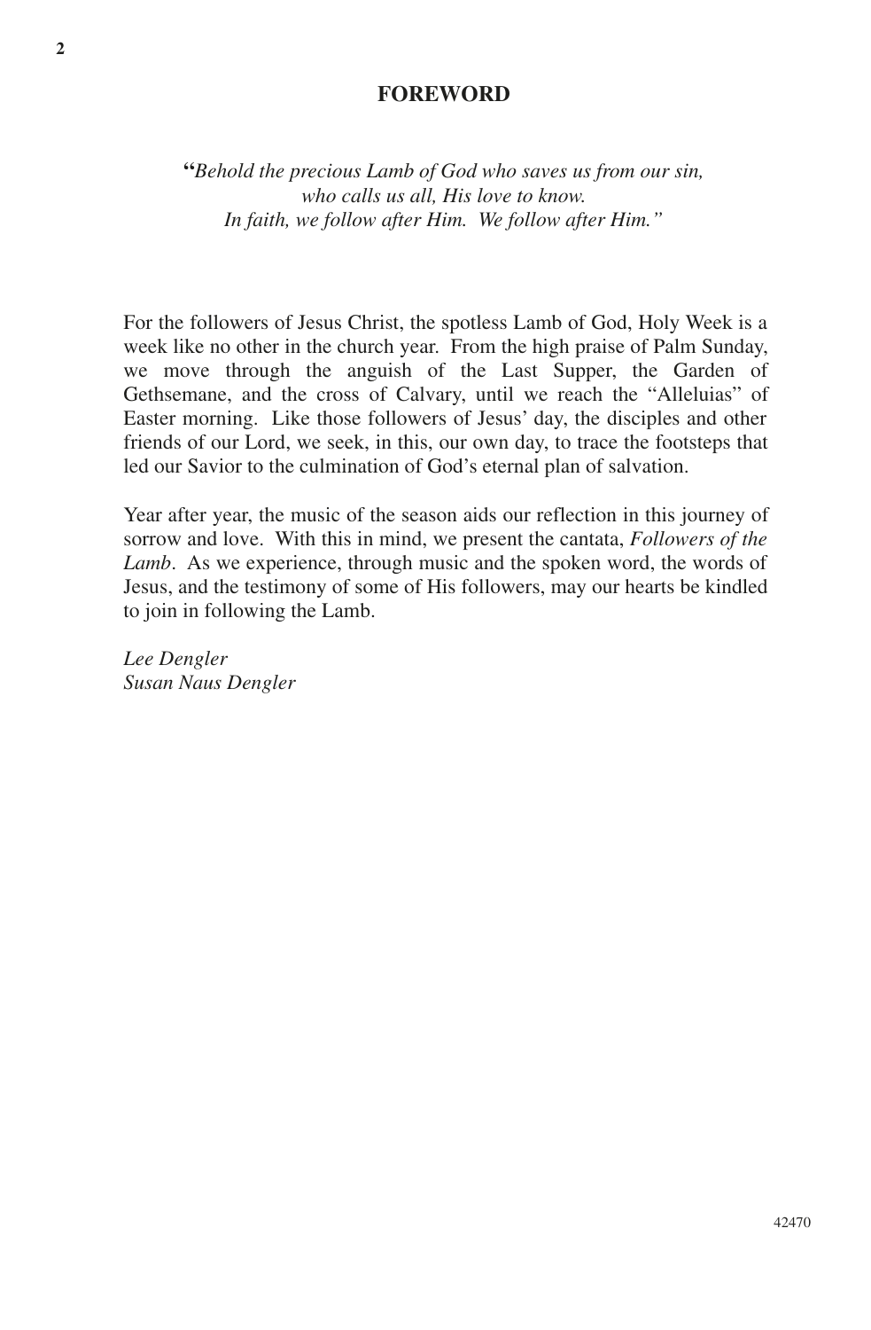# FOREWORD

"*Behold the precious Lamb of God who saves us from our sin,*
*who calls us all, His love to know.*
*In faith, we follow after Him. We follow after Him."*

For the followers of Jesus Christ, the spotless Lamb of God, Holy Week is a week like no other in the church year. From the high praise of Palm Sunday, we move through the anguish of the Last Supper, the Garden of Gethsemane, and the cross of Calvary, until we reach the "Alleluias" of Easter morning. Like those followers of Jesus' day, the disciples and other friends of our Lord, we seek, in this, our own day, to trace the footsteps that led our Savior to the culmination of God's eternal plan of salvation.

Year after year, the music of the season aids our reflection in this journey of sorrow and love. With this in mind, we present the cantata, *Followers of the Lamb*. As we experience, through music and the spoken word, the words of Jesus, and the testimony of some of His followers, may our hearts be kindled to join in following the Lamb.

*Lee Dengler*
*Susan Naus Dengler*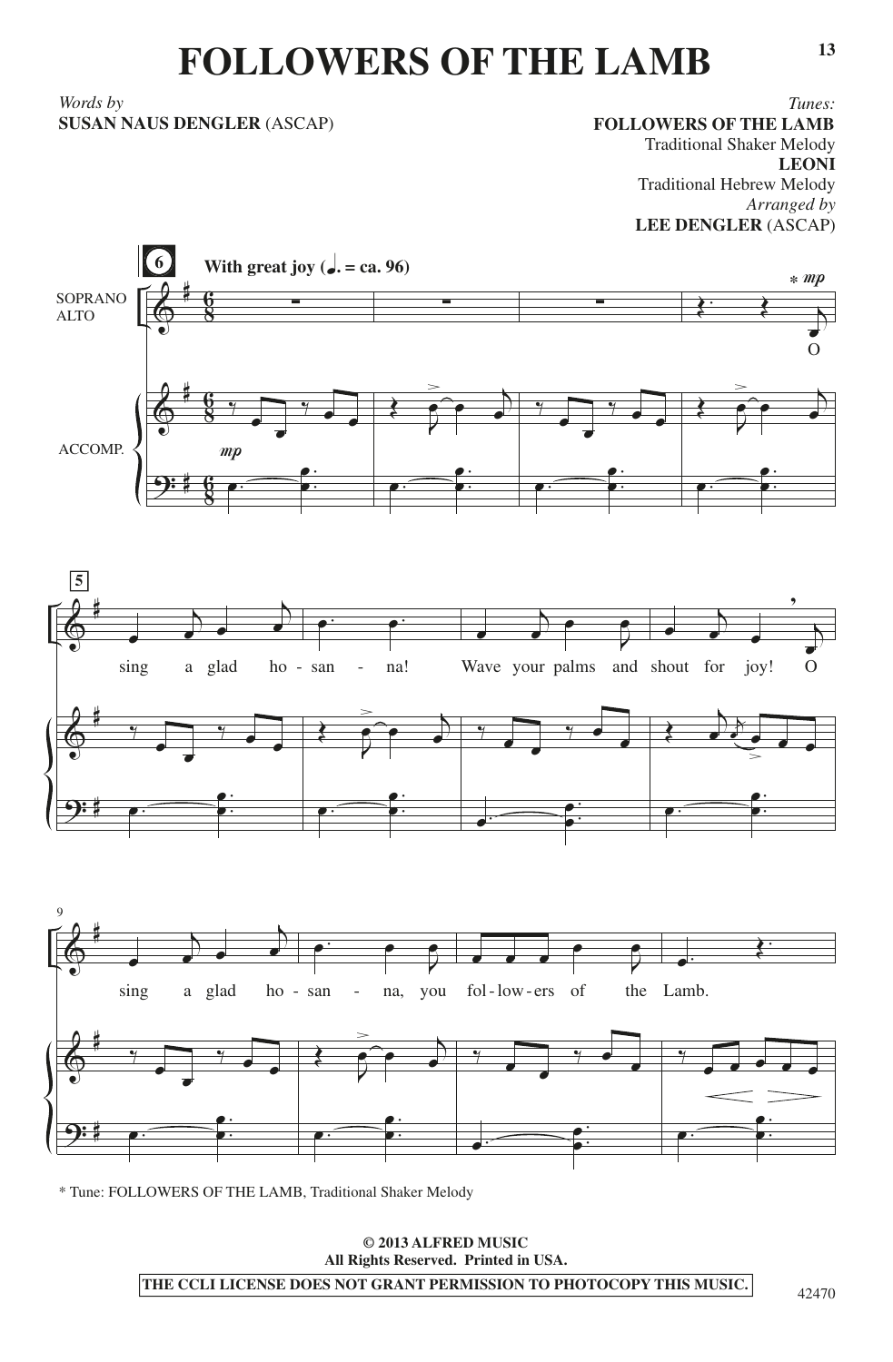# FOLLOWERS OF THE LAMB

*Words by*
**SUSAN NAUS DENGLER** (ASCAP)

*Tunes:*
**FOLLOWERS OF THE LAMB**
Traditional Shaker Melody
**LEONI**
Traditional Hebrew Melody
*Arranged by*
**LEE DENGLER** (ASCAP)

**With great joy** (♩. = ca. 96)

SOPRANO ALTO

ACCOMP.

O sing a glad ho - san - na! Wave your palms and shout for joy! O sing a glad ho - san - na, you fol - low - ers of the Lamb.

* Tune: FOLLOWERS OF THE LAMB, Traditional Shaker Melody

**© 2013 ALFRED MUSIC**
**All Rights Reserved. Printed in USA.**

**THE CCLI LICENSE DOES NOT GRANT PERMISSION TO PHOTOCOPY THIS MUSIC.**

42470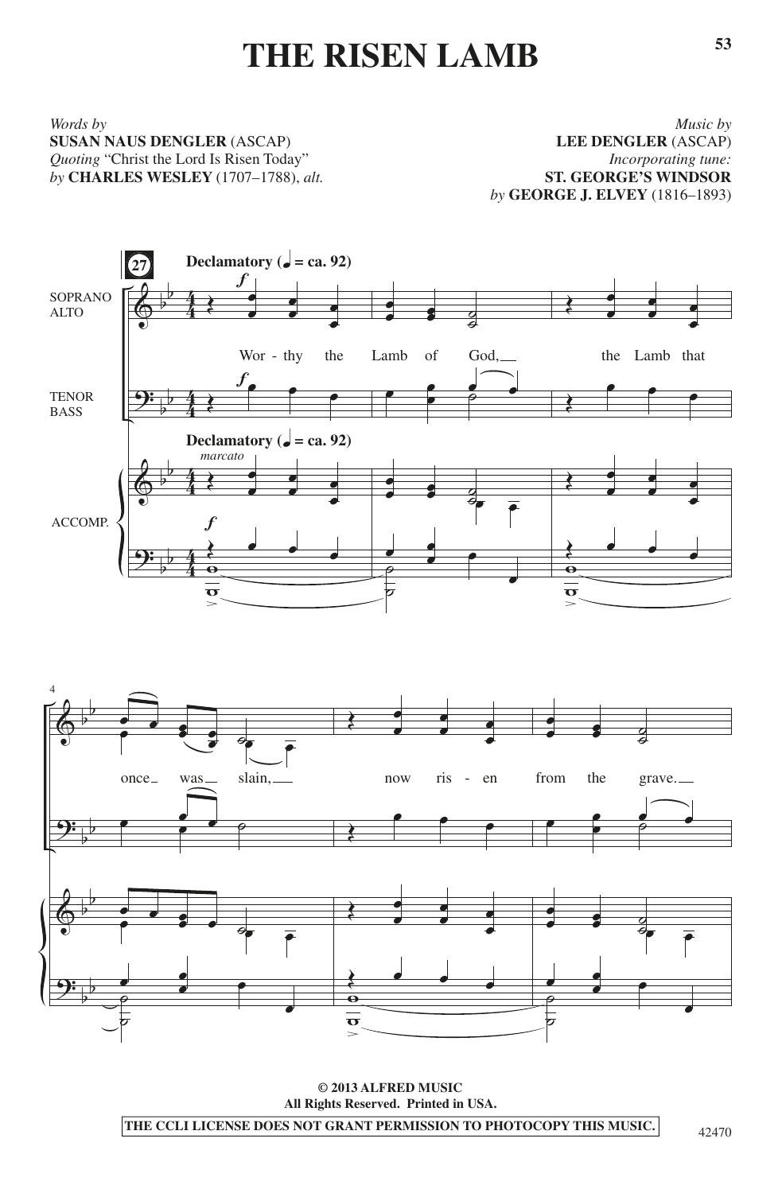# THE RISEN LAMB

*Words by*
**SUSAN NAUS DENGLER** (ASCAP)
*Quoting* "Christ the Lord Is Risen Today"
*by* **CHARLES WESLEY** (1707–1788), *alt.*

*Music by*
**LEE DENGLER** (ASCAP)
*Incorporating tune:*
**ST. GEORGE'S WINDSOR**
*by* **GEORGE J. ELVEY** (1816–1893)

**© 2013 ALFRED MUSIC**
**All Rights Reserved. Printed in USA.**

**THE CCLI LICENSE DOES NOT GRANT PERMISSION TO PHOTOCOPY THIS MUSIC.**

42470